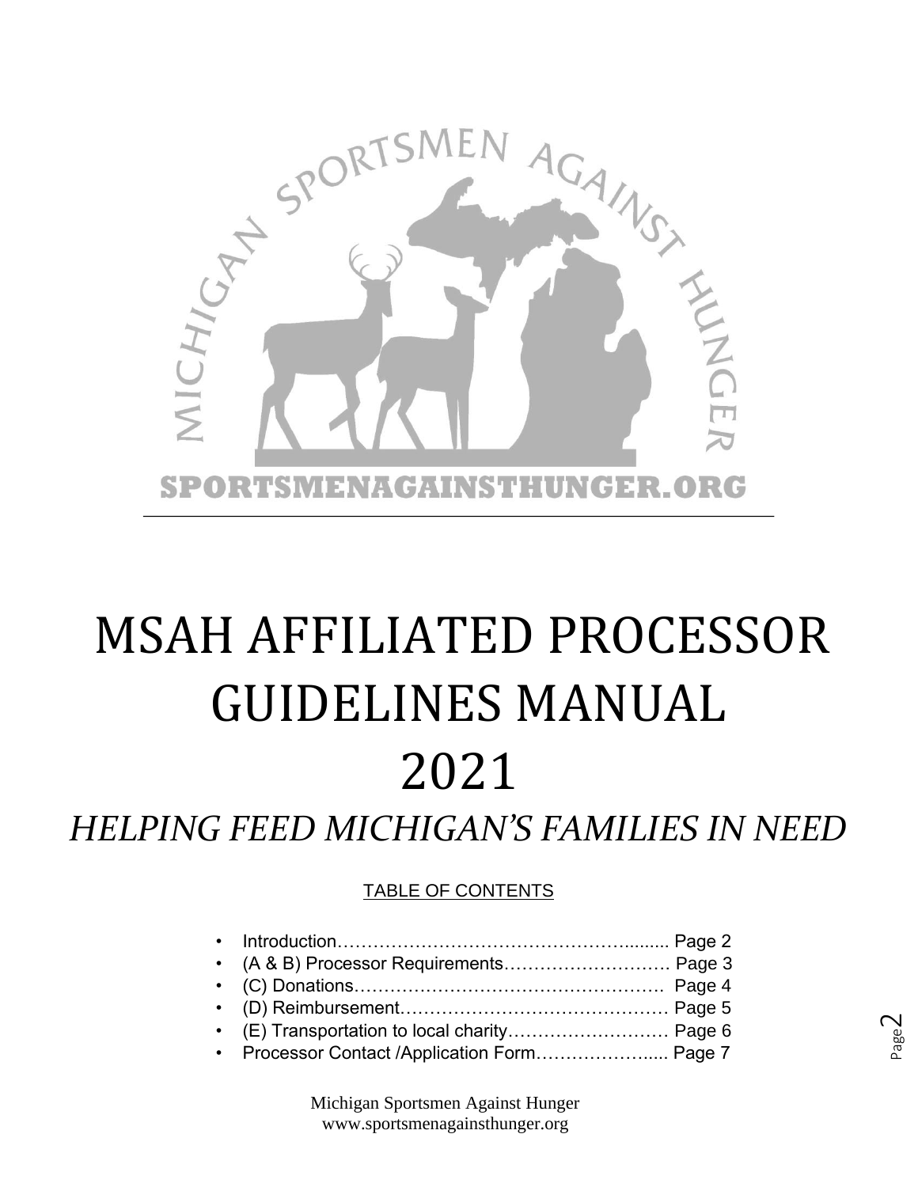# MSAH AFFILIATED PROCESSOR GUIDELINES MANUAL

# 2021

## *HELPING FEED MICHIGAN'S FAMILIES IN NEED*

TABLE OF CONTENTS

- Introduction……………………………………………......... Page 2
- (A & B) Processor Requirements………………………. Page 3
- (C) Donations……………………………………………. Page 4
- (D) Reimbursement……………………………………… Page 5
- (E) Transportation to local charity……………………… Page 6
- Processor Contact /Application Form……………….... Page 7

Michigan Sportsmen Against Hunger
www.sportsmenagainsthunger.org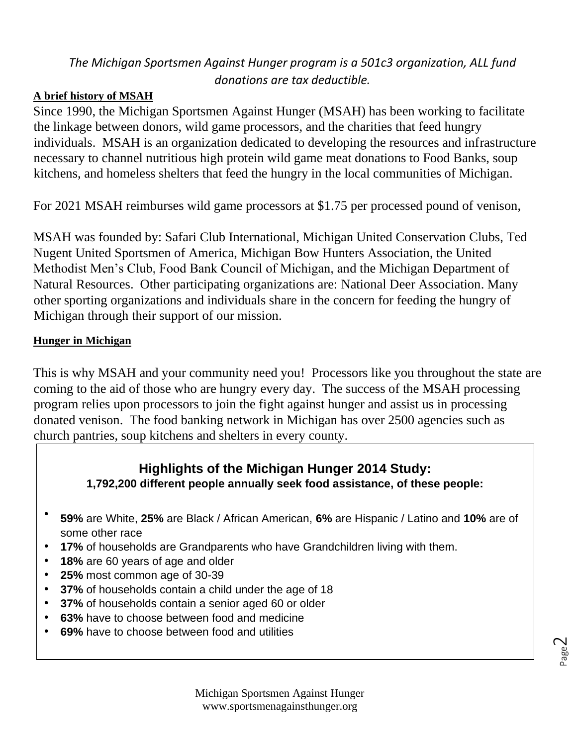*The Michigan Sportsmen Against Hunger program is a 501c3 organization, ALL fund donations are tax deductible.*

**A brief history of MSAH**

Since 1990, the Michigan Sportsmen Against Hunger (MSAH) has been working to facilitate the linkage between donors, wild game processors, and the charities that feed hungry individuals. MSAH is an organization dedicated to developing the resources and infrastructure necessary to channel nutritious high protein wild game meat donations to Food Banks, soup kitchens, and homeless shelters that feed the hungry in the local communities of Michigan.

For 2021 MSAH reimburses wild game processors at $1.75 per processed pound of venison,

MSAH was founded by: Safari Club International, Michigan United Conservation Clubs, Ted Nugent United Sportsmen of America, Michigan Bow Hunters Association, the United Methodist Men's Club, Food Bank Council of Michigan, and the Michigan Department of Natural Resources. Other participating organizations are: National Deer Association. Many other sporting organizations and individuals share in the concern for feeding the hungry of Michigan through their support of our mission.

**Hunger in Michigan**

This is why MSAH and your community need you! Processors like you throughout the state are coming to the aid of those who are hungry every day. The success of the MSAH processing program relies upon processors to join the fight against hunger and assist us in processing donated venison. The food banking network in Michigan has over 2500 agencies such as church pantries, soup kitchens and shelters in every county.

**Highlights of the Michigan Hunger 2014 Study:**

**1,792,200 different people annually seek food assistance, of these people:**

- **59%** are White, **25%** are Black / African American, **6%** are Hispanic / Latino and **10%** are of some other race
- **17%** of households are Grandparents who have Grandchildren living with them.
- **18%** are 60 years of age and older
- **25%** most common age of 30-39
- **37%** of households contain a child under the age of 18
- **37%** of households contain a senior aged 60 or older
- **63%** have to choose between food and medicine
- **69%** have to choose between food and utilities

Michigan Sportsmen Against Hunger
www.sportsmenagainsthunger.org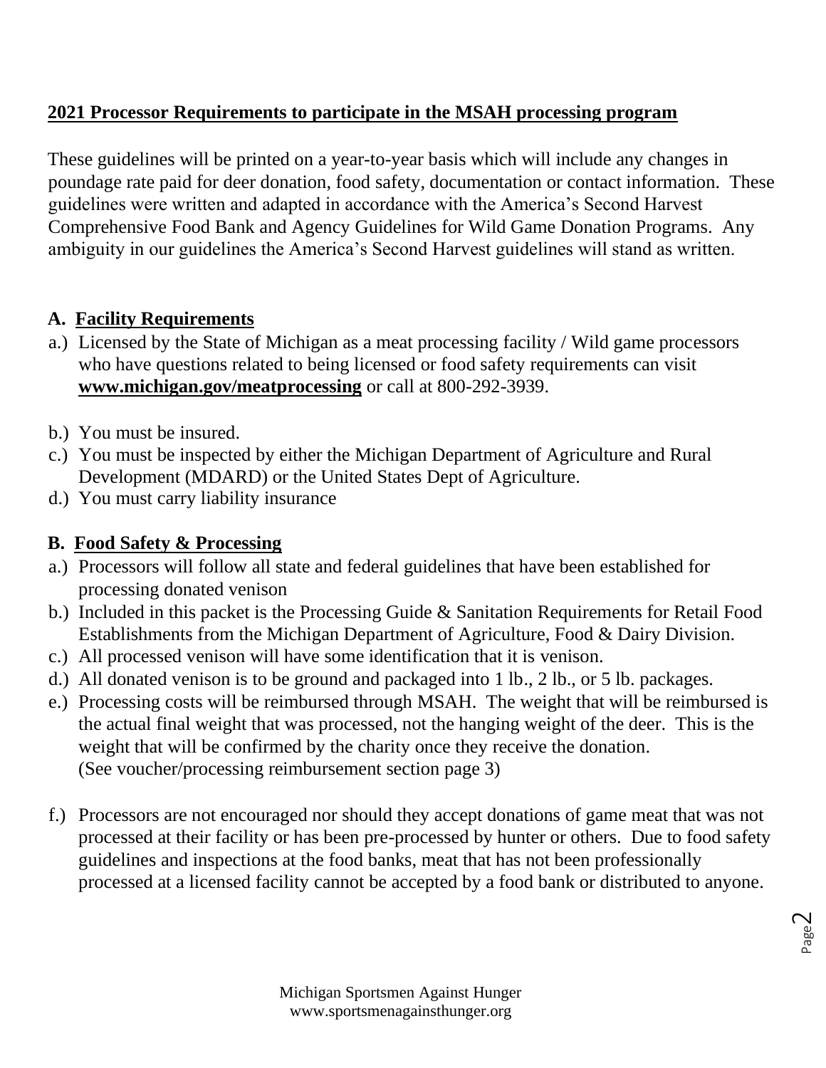## 2021 Processor Requirements to participate in the MSAH processing program

These guidelines will be printed on a year-to-year basis which will include any changes in poundage rate paid for deer donation, food safety, documentation or contact information. These guidelines were written and adapted in accordance with the America's Second Harvest Comprehensive Food Bank and Agency Guidelines for Wild Game Donation Programs. Any ambiguity in our guidelines the America's Second Harvest guidelines will stand as written.

### A. Facility Requirements

a.) Licensed by the State of Michigan as a meat processing facility / Wild game processors who have questions related to being licensed or food safety requirements can visit **www.michigan.gov/meatprocessing** or call at 800-292-3939.

b.) You must be insured.

c.) You must be inspected by either the Michigan Department of Agriculture and Rural Development (MDARD) or the United States Dept of Agriculture.

d.) You must carry liability insurance

### B. Food Safety & Processing

a.) Processors will follow all state and federal guidelines that have been established for processing donated venison

b.) Included in this packet is the Processing Guide & Sanitation Requirements for Retail Food Establishments from the Michigan Department of Agriculture, Food & Dairy Division.

c.) All processed venison will have some identification that it is venison.

d.) All donated venison is to be ground and packaged into 1 lb., 2 lb., or 5 lb. packages.

e.) Processing costs will be reimbursed through MSAH. The weight that will be reimbursed is the actual final weight that was processed, not the hanging weight of the deer. This is the weight that will be confirmed by the charity once they receive the donation. (See voucher/processing reimbursement section page 3)

f.) Processors are not encouraged nor should they accept donations of game meat that was not processed at their facility or has been pre-processed by hunter or others. Due to food safety guidelines and inspections at the food banks, meat that has not been professionally processed at a licensed facility cannot be accepted by a food bank or distributed to anyone.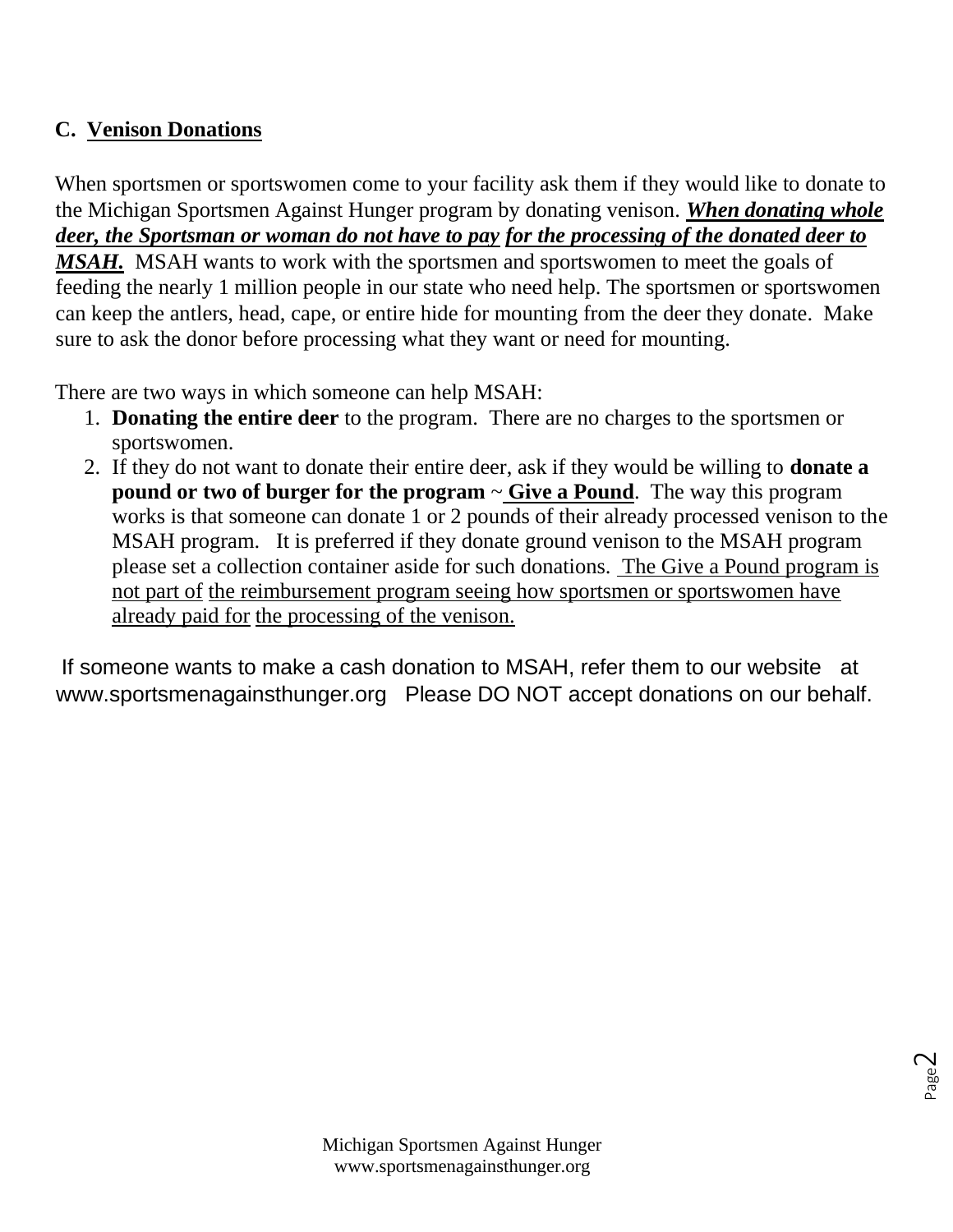### C. Venison Donations

When sportsmen or sportswomen come to your facility ask them if they would like to donate to the Michigan Sportsmen Against Hunger program by donating venison. ***When donating whole deer, the Sportsman or woman do not have to pay for the processing of the donated deer to MSAH.*** MSAH wants to work with the sportsmen and sportswomen to meet the goals of feeding the nearly 1 million people in our state who need help. The sportsmen or sportswomen can keep the antlers, head, cape, or entire hide for mounting from the deer they donate. Make sure to ask the donor before processing what they want or need for mounting.

There are two ways in which someone can help MSAH:

1. **Donating the entire deer** to the program. There are no charges to the sportsmen or sportswomen.
2. If they do not want to donate their entire deer, ask if they would be willing to **donate a pound or two of burger for the program** ~ **Give a Pound**. The way this program works is that someone can donate 1 or 2 pounds of their already processed venison to the MSAH program. It is preferred if they donate ground venison to the MSAH program please set a collection container aside for such donations. The Give a Pound program is not part of the reimbursement program seeing how sportsmen or sportswomen have already paid for the processing of the venison.

If someone wants to make a cash donation to MSAH, refer them to our website at www.sportsmenagainsthunger.org Please DO NOT accept donations on our behalf.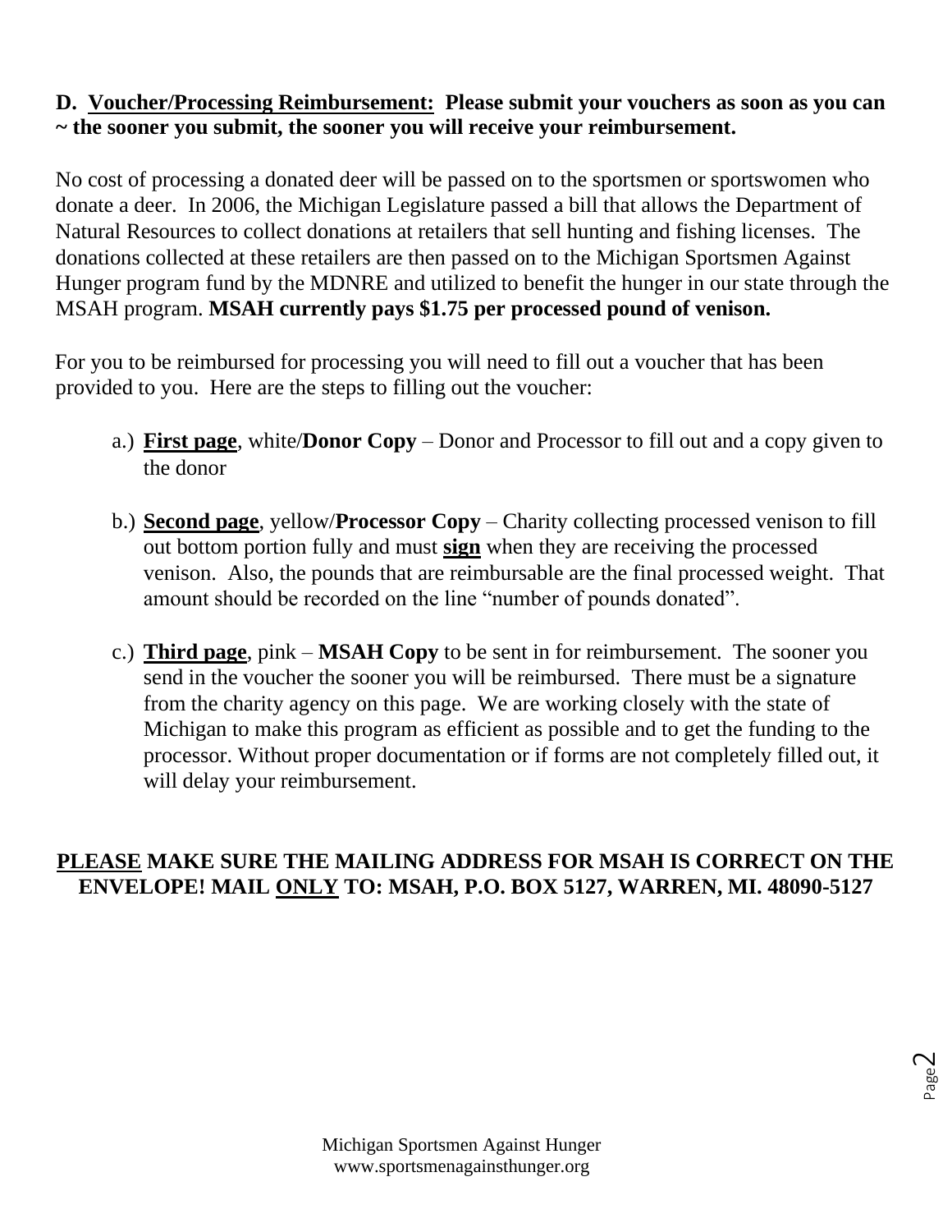**D. Voucher/Processing Reimbursement: Please submit your vouchers as soon as you can ~ the sooner you submit, the sooner you will receive your reimbursement.**

No cost of processing a donated deer will be passed on to the sportsmen or sportswomen who donate a deer. In 2006, the Michigan Legislature passed a bill that allows the Department of Natural Resources to collect donations at retailers that sell hunting and fishing licenses. The donations collected at these retailers are then passed on to the Michigan Sportsmen Against Hunger program fund by the MDNRE and utilized to benefit the hunger in our state through the MSAH program. **MSAH currently pays $1.75 per processed pound of venison.**

For you to be reimbursed for processing you will need to fill out a voucher that has been provided to you. Here are the steps to filling out the voucher:

a.) **First page**, white/**Donor Copy** – Donor and Processor to fill out and a copy given to the donor

b.) **Second page**, yellow/**Processor Copy** – Charity collecting processed venison to fill out bottom portion fully and must **sign** when they are receiving the processed venison. Also, the pounds that are reimbursable are the final processed weight. That amount should be recorded on the line "number of pounds donated".

c.) **Third page**, pink – **MSAH Copy** to be sent in for reimbursement. The sooner you send in the voucher the sooner you will be reimbursed. There must be a signature from the charity agency on this page. We are working closely with the state of Michigan to make this program as efficient as possible and to get the funding to the processor. Without proper documentation or if forms are not completely filled out, it will delay your reimbursement.

**PLEASE MAKE SURE THE MAILING ADDRESS FOR MSAH IS CORRECT ON THE ENVELOPE! MAIL ONLY TO: MSAH, P.O. BOX 5127, WARREN, MI. 48090-5127**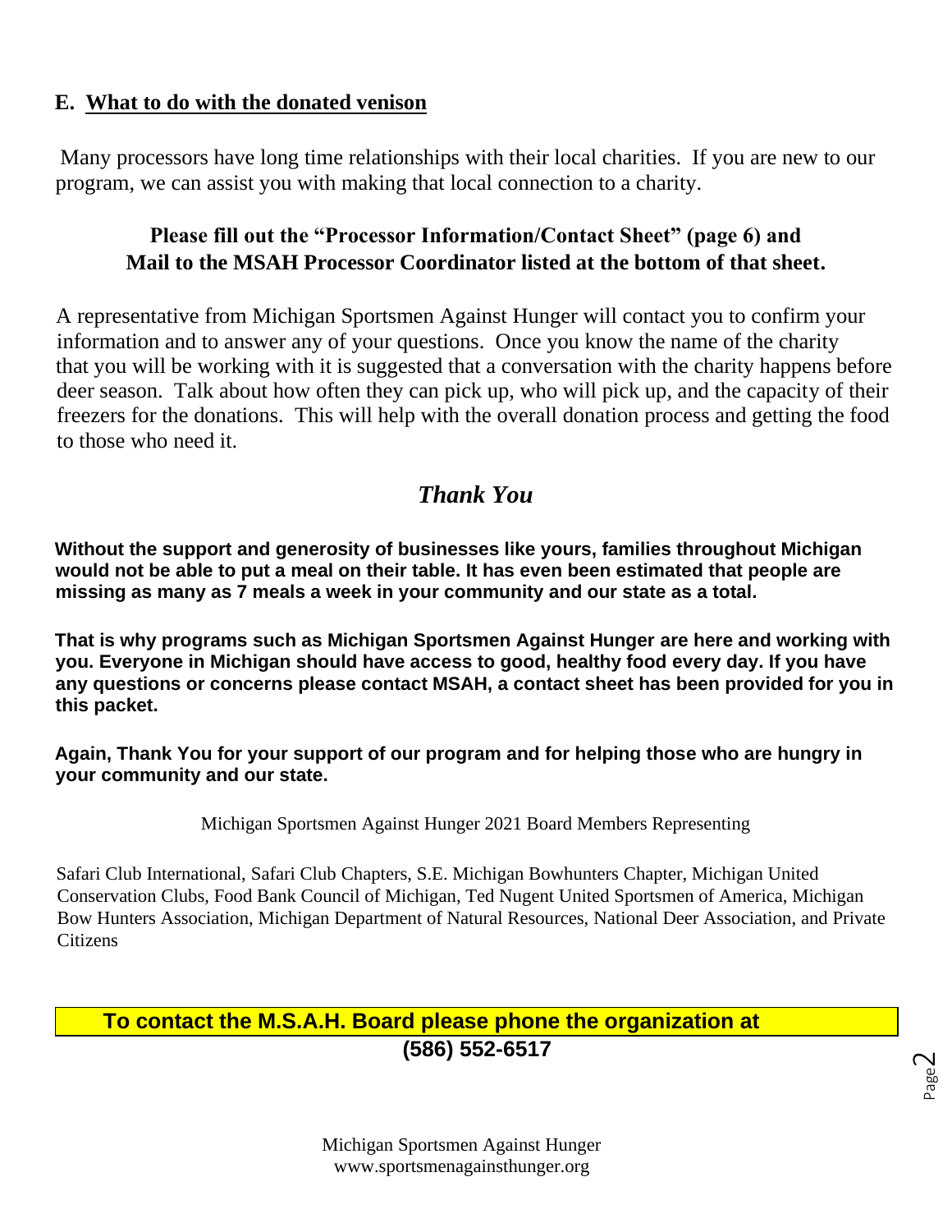## E. What to do with the donated venison

Many processors have long time relationships with their local charities. If you are new to our program, we can assist you with making that local connection to a charity.

**Please fill out the "Processor Information/Contact Sheet" (page 6) and Mail to the MSAH Processor Coordinator listed at the bottom of that sheet.**

A representative from Michigan Sportsmen Against Hunger will contact you to confirm your information and to answer any of your questions. Once you know the name of the charity that you will be working with it is suggested that a conversation with the charity happens before deer season. Talk about how often they can pick up, who will pick up, and the capacity of their freezers for the donations. This will help with the overall donation process and getting the food to those who need it.

## *Thank You*

**Without the support and generosity of businesses like yours, families throughout Michigan would not be able to put a meal on their table. It has even been estimated that people are missing as many as 7 meals a week in your community and our state as a total.**

**That is why programs such as Michigan Sportsmen Against Hunger are here and working with you. Everyone in Michigan should have access to good, healthy food every day. If you have any questions or concerns please contact MSAH, a contact sheet has been provided for you in this packet.**

**Again, Thank You for your support of our program and for helping those who are hungry in your community and our state.**

Michigan Sportsmen Against Hunger 2021 Board Members Representing

Safari Club International, Safari Club Chapters, S.E. Michigan Bowhunters Chapter, Michigan United Conservation Clubs, Food Bank Council of Michigan, Ted Nugent United Sportsmen of America, Michigan Bow Hunters Association, Michigan Department of Natural Resources, National Deer Association, and Private Citizens

**To contact the M.S.A.H. Board please phone the organization at (586) 552-6517**

Michigan Sportsmen Against Hunger
www.sportsmenagainsthunger.org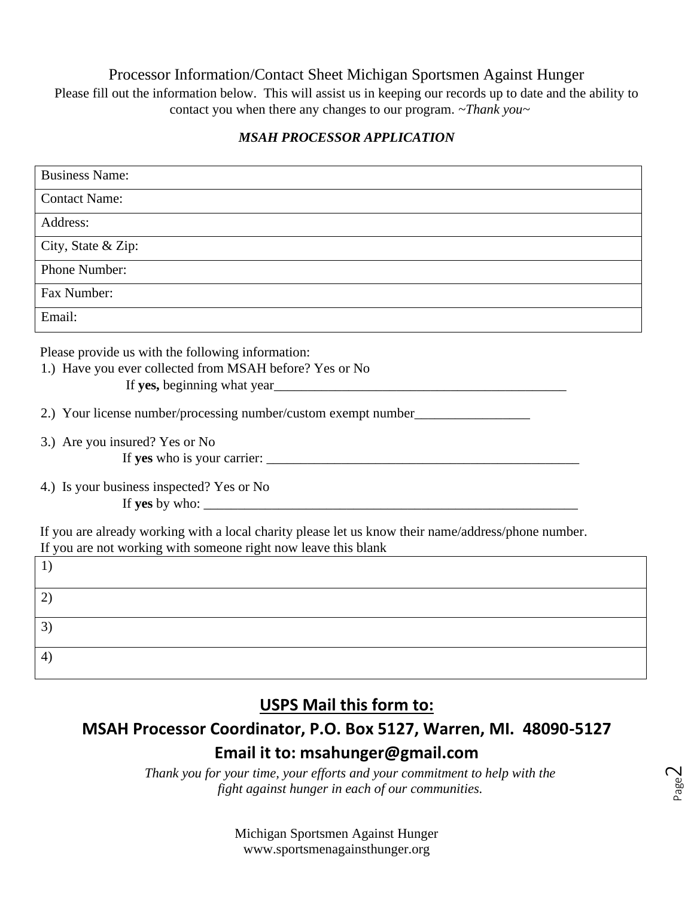Processor Information/Contact Sheet Michigan Sportsmen Against Hunger

Please fill out the information below. This will assist us in keeping our records up to date and the ability to contact you when there any changes to our program. ~*Thank you*~

***MSAH PROCESSOR APPLICATION***

| |
|---|
| Business Name: |
| Contact Name: |
| Address: |
| City, State & Zip: |
| Phone Number: |
| Fax Number: |
| Email: |

Please provide us with the following information:

1.) Have you ever collected from MSAH before? Yes or No
    If **yes,** beginning what year___________________________________________

2.) Your license number/processing number/custom exempt number_________________

3.) Are you insured? Yes or No
    If **yes** who is your carrier: _______________________________________________

4.) Is your business inspected? Yes or No
    If **yes** by who: ______________________________________________________

If you are already working with a local charity please let us know their name/address/phone number.
If you are not working with someone right now leave this blank

| |
|---|
| 1) |
| 2) |
| 3) |
| 4) |

## USPS Mail this form to:

## MSAH Processor Coordinator, P.O. Box 5127, Warren, MI. 48090-5127

## Email it to: msahunger@gmail.com

*Thank you for your time, your efforts and your commitment to help with the fight against hunger in each of our communities.*

Michigan Sportsmen Against Hunger
www.sportsmenagainsthunger.org